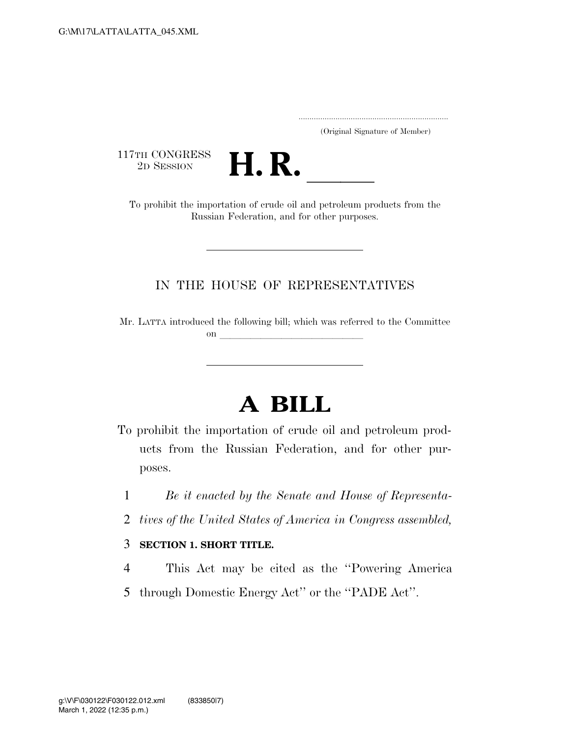(Original Signature of Member)

117TH CONGRESS
2D SESSION

# H. R. \_\_\_\_\_

To prohibit the importation of crude oil and petroleum products from the Russian Federation, and for other purposes.

IN THE HOUSE OF REPRESENTATIVES

Mr. LATTA introduced the following bill; which was referred to the Committee on \_\_\_\_\_\_\_\_\_\_\_\_\_\_\_\_\_\_\_\_\_\_\_\_\_\_\_\_

# A BILL

To prohibit the importation of crude oil and petroleum products from the Russian Federation, and for other purposes.

*Be it enacted by the Senate and House of Representatives of the United States of America in Congress assembled,*

**SECTION 1. SHORT TITLE.**

This Act may be cited as the ''Powering America through Domestic Energy Act'' or the ''PADE Act''.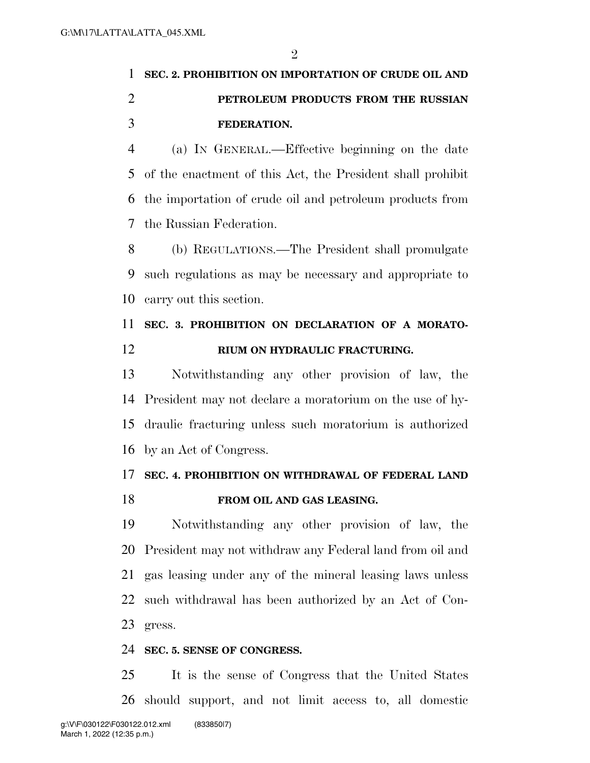**SEC. 2. PROHIBITION ON IMPORTATION OF CRUDE OIL AND PETROLEUM PRODUCTS FROM THE RUSSIAN FEDERATION.**

(a) IN GENERAL.—Effective beginning on the date of the enactment of this Act, the President shall prohibit the importation of crude oil and petroleum products from the Russian Federation.

(b) REGULATIONS.—The President shall promulgate such regulations as may be necessary and appropriate to carry out this section.

**SEC. 3. PROHIBITION ON DECLARATION OF A MORATORIUM ON HYDRAULIC FRACTURING.**

Notwithstanding any other provision of law, the President may not declare a moratorium on the use of hydraulic fracturing unless such moratorium is authorized by an Act of Congress.

**SEC. 4. PROHIBITION ON WITHDRAWAL OF FEDERAL LAND FROM OIL AND GAS LEASING.**

Notwithstanding any other provision of law, the President may not withdraw any Federal land from oil and gas leasing under any of the mineral leasing laws unless such withdrawal has been authorized by an Act of Congress.

**SEC. 5. SENSE OF CONGRESS.**

It is the sense of Congress that the United States should support, and not limit access to, all domestic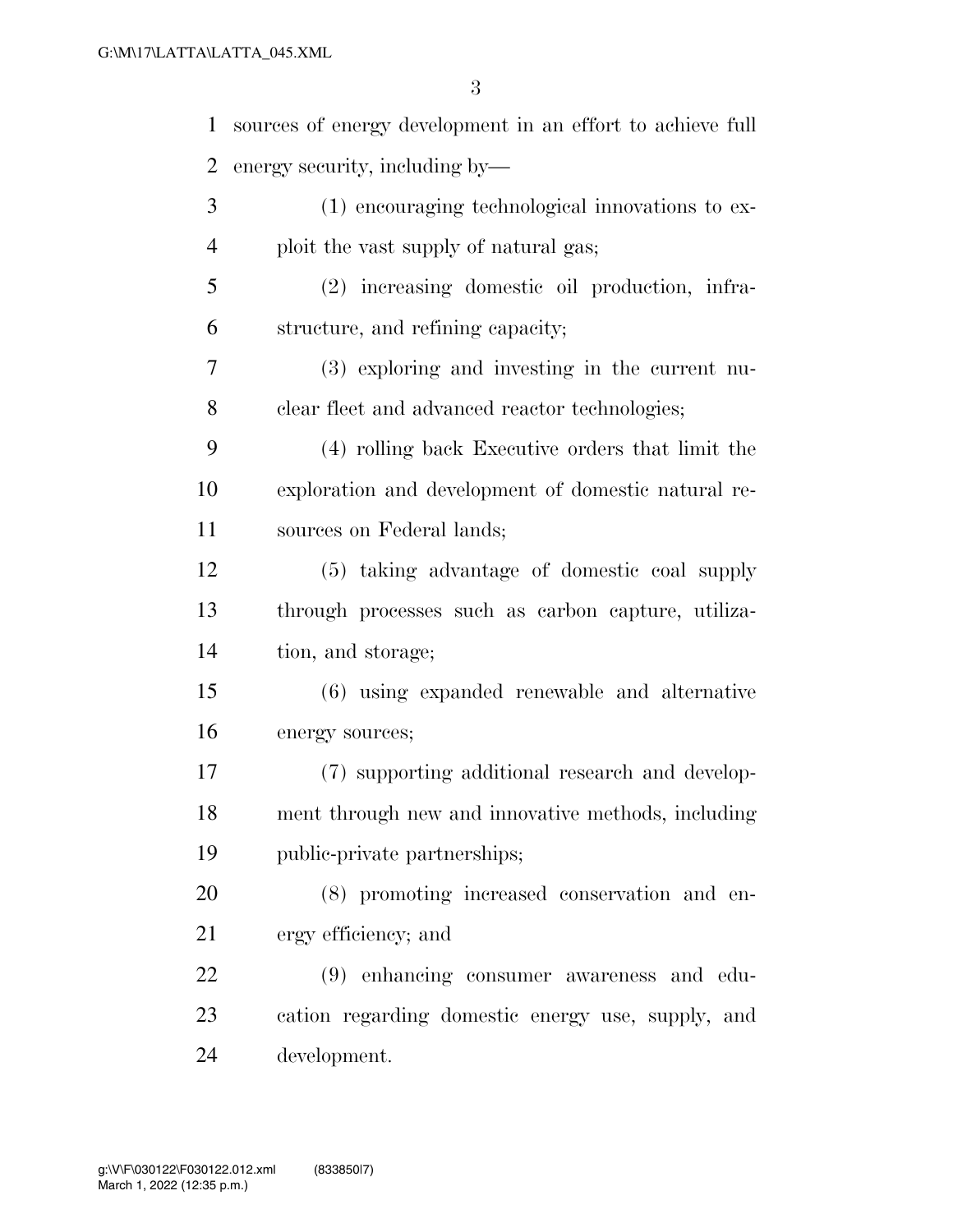sources of energy development in an effort to achieve full energy security, including by—

(1) encouraging technological innovations to exploit the vast supply of natural gas;

(2) increasing domestic oil production, infrastructure, and refining capacity;

(3) exploring and investing in the current nuclear fleet and advanced reactor technologies;

(4) rolling back Executive orders that limit the exploration and development of domestic natural resources on Federal lands;

(5) taking advantage of domestic coal supply through processes such as carbon capture, utilization, and storage;

(6) using expanded renewable and alternative energy sources;

(7) supporting additional research and development through new and innovative methods, including public-private partnerships;

(8) promoting increased conservation and energy efficiency; and

(9) enhancing consumer awareness and education regarding domestic energy use, supply, and development.